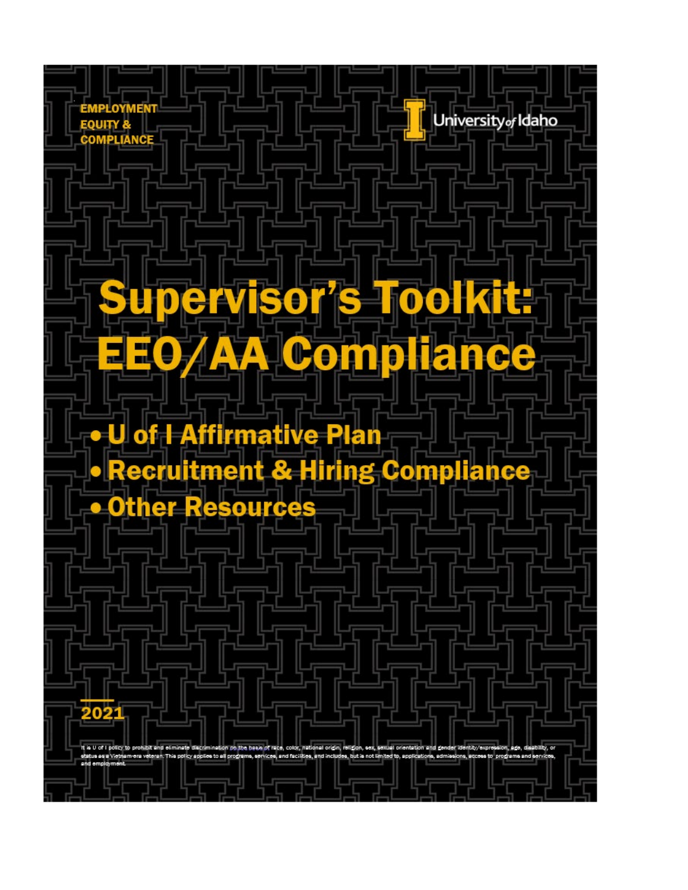EMPLOYMENT EQUITY & COMPLIANCE

University of Idaho

# Supervisor's Toolkit: EEO/AA Compliance

- U of I Affirmative Plan
- Recruitment & Hiring Compliance
- Other Resources

2021

It is U of I policy to prohibit and eliminate discrimination on the basis of race, color, national origin, religion, sex, sexual orientation and gender identity/expression, age, disability, or status as a Vietnam-era veteran. This policy applies to all programs, services, and facilities, and includes, but is not limited to, applications, admissions, access to programs and services, and employment.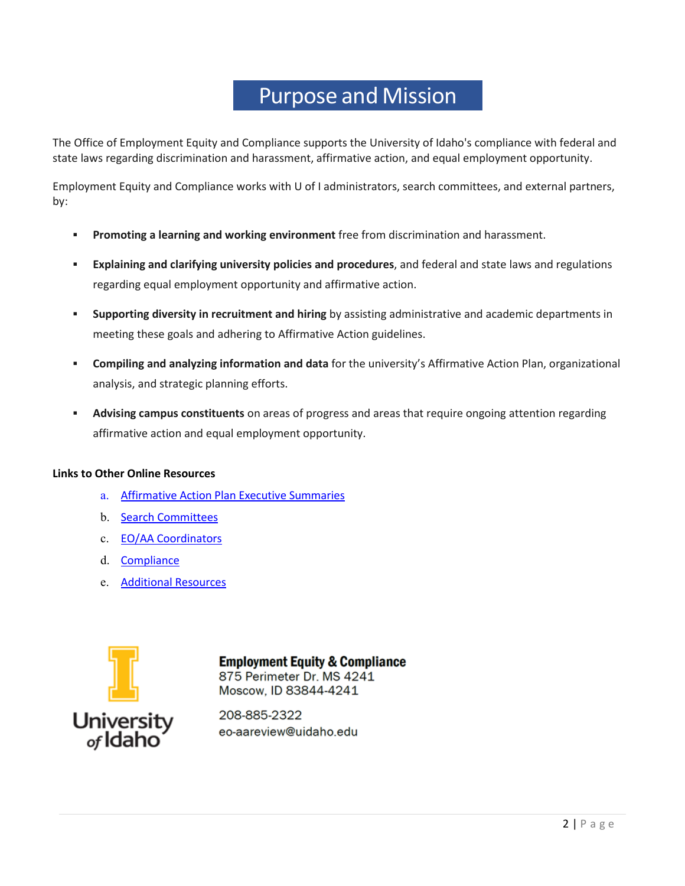# Purpose and Mission

The Office of Employment Equity and Compliance supports the University of Idaho's compliance with federal and state laws regarding discrimination and harassment, affirmative action, and equal employment opportunity.

Employment Equity and Compliance works with U of I administrators, search committees, and external partners, by:

- **Promoting a learning and working environment** free from discrimination and harassment.
- **Explaining and clarifying university policies and procedures**, and federal and state laws and regulations regarding equal employment opportunity and affirmative action.
- **Supporting diversity in recruitment and hiring** by assisting administrative and academic departments in meeting these goals and adhering to Affirmative Action guidelines.
- **Compiling and analyzing information and data** for the university's Affirmative Action Plan, organizational analysis, and strategic planning efforts.
- **Advising campus constituents** on areas of progress and areas that require ongoing attention regarding affirmative action and equal employment opportunity.

**Links to Other Online Resources**

a. Affirmative Action Plan Executive Summaries
b. Search Committees
c. EO/AA Coordinators
d. Compliance
e. Additional Resources

University of Idaho

**Employment Equity & Compliance**
875 Perimeter Dr. MS 4241
Moscow, ID 83844-4241

208-885-2322
eo-aareview@uidaho.edu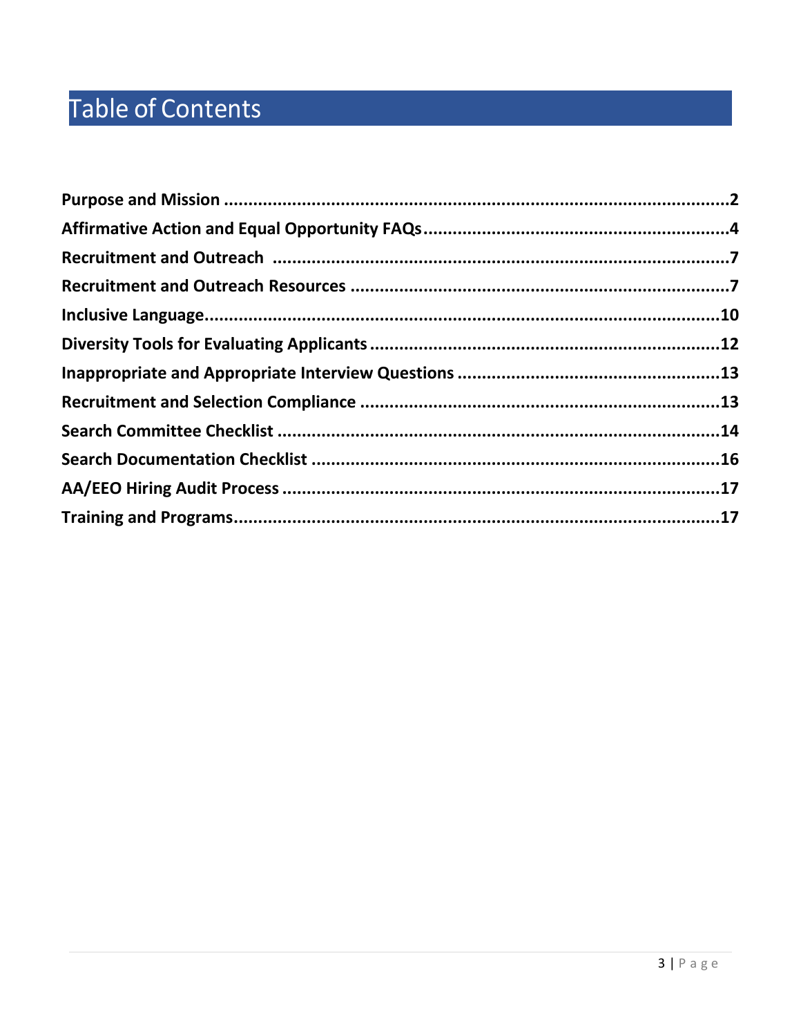# Table of Contents

**Purpose and Mission ........................................................................................................2**

**Affirmative Action and Equal Opportunity FAQs..............................................................4**

**Recruitment and Outreach ..............................................................................................7**

**Recruitment and Outreach Resources ..............................................................................7**

**Inclusive Language.........................................................................................................10**

**Diversity Tools for Evaluating Applicants .......................................................................12**

**Inappropriate and Appropriate Interview Questions .....................................................13**

**Recruitment and Selection Compliance .........................................................................13**

**Search Committee Checklist ...........................................................................................14**

**Search Documentation Checklist ....................................................................................16**

**AA/EEO Hiring Audit Process ..........................................................................................17**

**Training and Programs....................................................................................................17**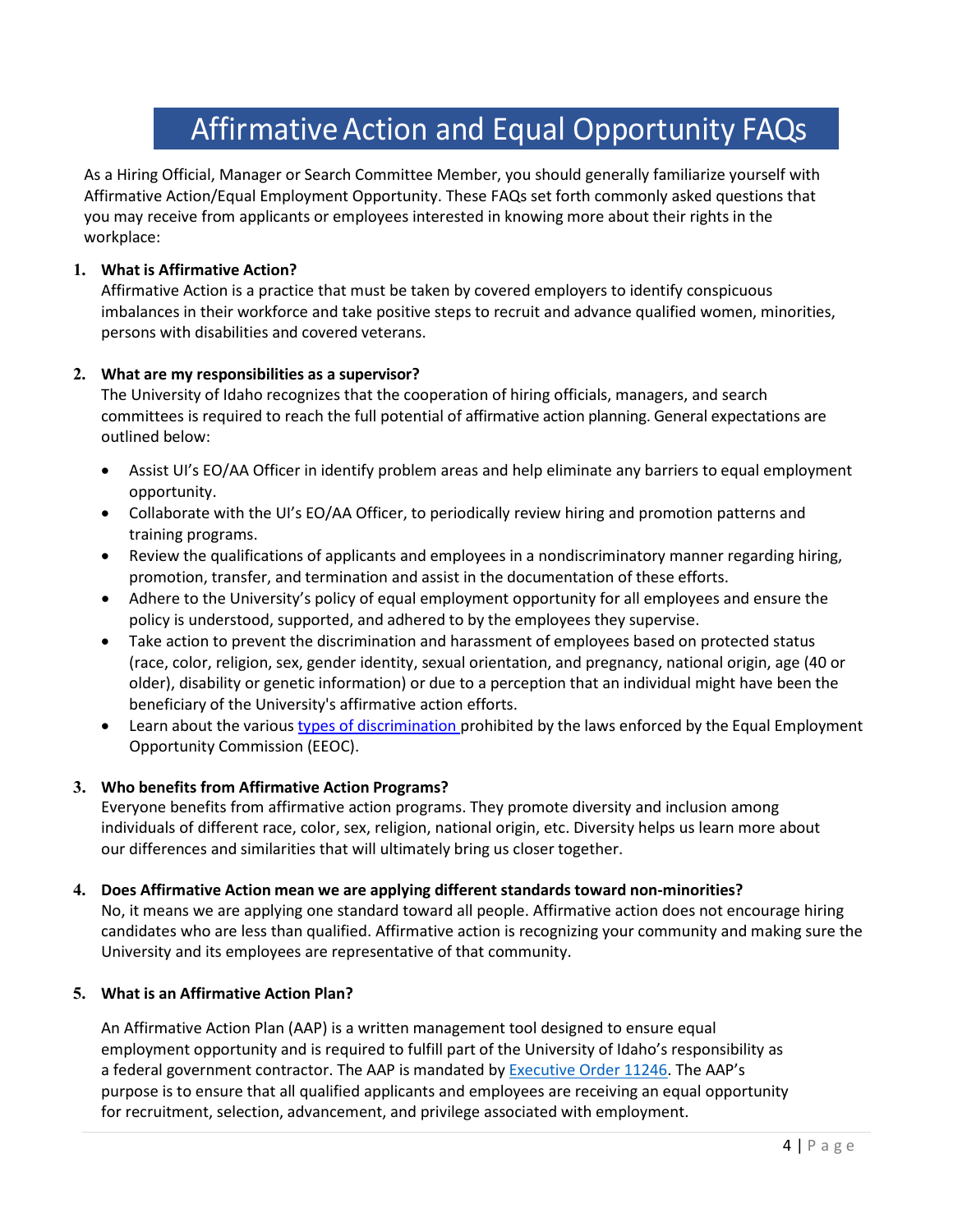# Affirmative Action and Equal Opportunity FAQs

As a Hiring Official, Manager or Search Committee Member, you should generally familiarize yourself with Affirmative Action/Equal Employment Opportunity. These FAQs set forth commonly asked questions that you may receive from applicants or employees interested in knowing more about their rights in the workplace:

1. **What is Affirmative Action?**
   Affirmative Action is a practice that must be taken by covered employers to identify conspicuous imbalances in their workforce and take positive steps to recruit and advance qualified women, minorities, persons with disabilities and covered veterans.

2. **What are my responsibilities as a supervisor?**
   The University of Idaho recognizes that the cooperation of hiring officials, managers, and search committees is required to reach the full potential of affirmative action planning. General expectations are outlined below:

   - Assist UI's EO/AA Officer in identify problem areas and help eliminate any barriers to equal employment opportunity.
   - Collaborate with the UI's EO/AA Officer, to periodically review hiring and promotion patterns and training programs.
   - Review the qualifications of applicants and employees in a nondiscriminatory manner regarding hiring, promotion, transfer, and termination and assist in the documentation of these efforts.
   - Adhere to the University's policy of equal employment opportunity for all employees and ensure the policy is understood, supported, and adhered to by the employees they supervise.
   - Take action to prevent the discrimination and harassment of employees based on protected status (race, color, religion, sex, gender identity, sexual orientation, and pregnancy, national origin, age (40 or older), disability or genetic information) or due to a perception that an individual might have been the beneficiary of the University's affirmative action efforts.
   - Learn about the various types of discrimination prohibited by the laws enforced by the Equal Employment Opportunity Commission (EEOC).

3. **Who benefits from Affirmative Action Programs?**
   Everyone benefits from affirmative action programs. They promote diversity and inclusion among individuals of different race, color, sex, religion, national origin, etc. Diversity helps us learn more about our differences and similarities that will ultimately bring us closer together.

4. **Does Affirmative Action mean we are applying different standards toward non-minorities?**
   No, it means we are applying one standard toward all people. Affirmative action does not encourage hiring candidates who are less than qualified. Affirmative action is recognizing your community and making sure the University and its employees are representative of that community.

5. **What is an Affirmative Action Plan?**

   An Affirmative Action Plan (AAP) is a written management tool designed to ensure equal employment opportunity and is required to fulfill part of the University of Idaho's responsibility as a federal government contractor. The AAP is mandated by Executive Order 11246. The AAP's purpose is to ensure that all qualified applicants and employees are receiving an equal opportunity for recruitment, selection, advancement, and privilege associated with employment.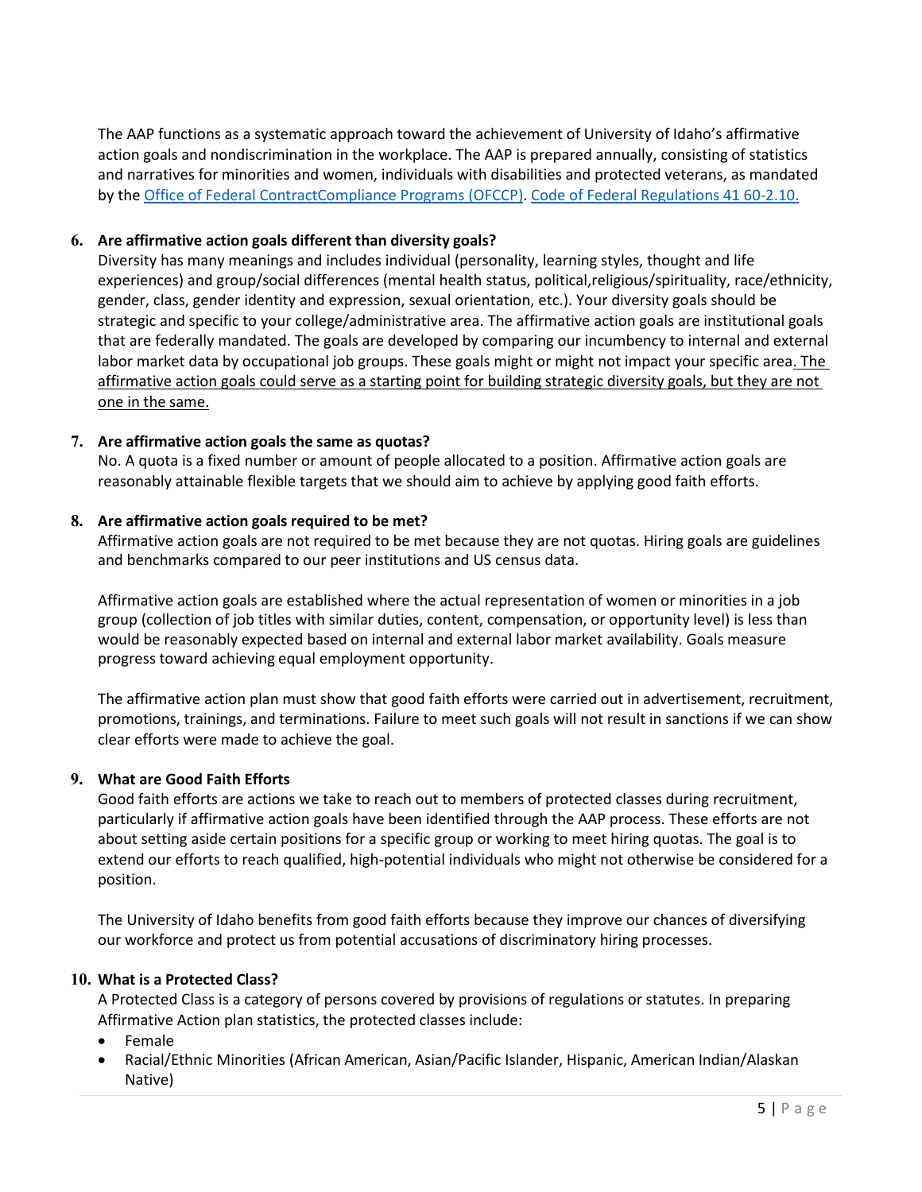The AAP functions as a systematic approach toward the achievement of University of Idaho's affirmative action goals and nondiscrimination in the workplace. The AAP is prepared annually, consisting of statistics and narratives for minorities and women, individuals with disabilities and protected veterans, as mandated by the [Office of Federal ContractCompliance Programs (OFCCP)](). [Code of Federal Regulations 41 60-2.10.]()

6. **Are affirmative action goals different than diversity goals?**

   Diversity has many meanings and includes individual (personality, learning styles, thought and life experiences) and group/social differences (mental health status, political,religious/spirituality, race/ethnicity, gender, class, gender identity and expression, sexual orientation, etc.). Your diversity goals should be strategic and specific to your college/administrative area. The affirmative action goals are institutional goals that are federally mandated. The goals are developed by comparing our incumbency to internal and external labor market data by occupational job groups. These goals might or might not impact your specific area. <u>The affirmative action goals could serve as a starting point for building strategic diversity goals, but they are not one in the same.</u>

7. **Are affirmative action goals the same as quotas?**

   No. A quota is a fixed number or amount of people allocated to a position. Affirmative action goals are reasonably attainable flexible targets that we should aim to achieve by applying good faith efforts.

8. **Are affirmative action goals required to be met?**

   Affirmative action goals are not required to be met because they are not quotas. Hiring goals are guidelines and benchmarks compared to our peer institutions and US census data.

   Affirmative action goals are established where the actual representation of women or minorities in a job group (collection of job titles with similar duties, content, compensation, or opportunity level) is less than would be reasonably expected based on internal and external labor market availability. Goals measure progress toward achieving equal employment opportunity.

   The affirmative action plan must show that good faith efforts were carried out in advertisement, recruitment, promotions, trainings, and terminations. Failure to meet such goals will not result in sanctions if we can show clear efforts were made to achieve the goal.

9. **What are Good Faith Efforts**

   Good faith efforts are actions we take to reach out to members of protected classes during recruitment, particularly if affirmative action goals have been identified through the AAP process. These efforts are not about setting aside certain positions for a specific group or working to meet hiring quotas. The goal is to extend our efforts to reach qualified, high-potential individuals who might not otherwise be considered for a position.

   The University of Idaho benefits from good faith efforts because they improve our chances of diversifying our workforce and protect us from potential accusations of discriminatory hiring processes.

10. **What is a Protected Class?**

    A Protected Class is a category of persons covered by provisions of regulations or statutes. In preparing Affirmative Action plan statistics, the protected classes include:

    - Female
    - Racial/Ethnic Minorities (African American, Asian/Pacific Islander, Hispanic, American Indian/Alaskan Native)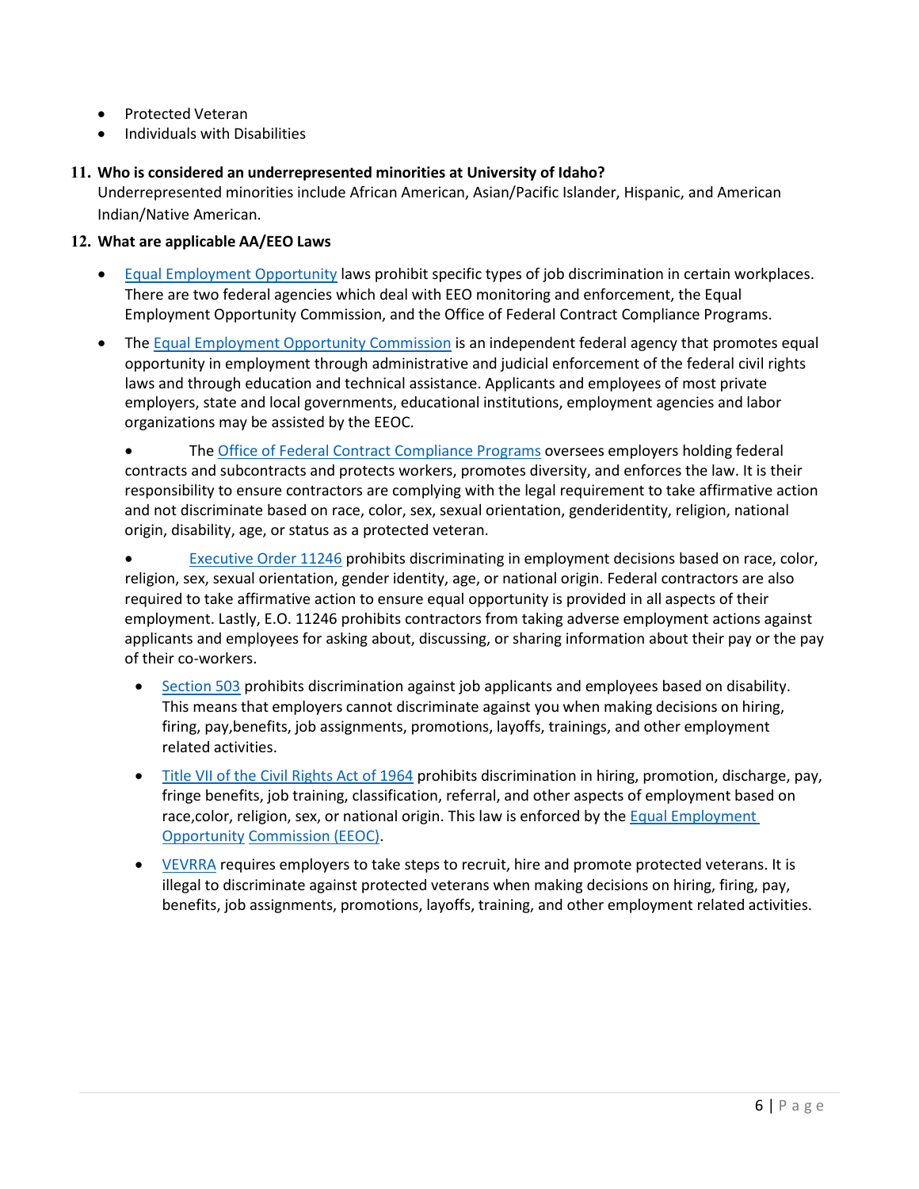- Protected Veteran
- Individuals with Disabilities

**11. Who is considered an underrepresented minorities at University of Idaho?**

Underrepresented minorities include African American, Asian/Pacific Islander, Hispanic, and American Indian/Native American.

**12. What are applicable AA/EEO Laws**

- Equal Employment Opportunity laws prohibit specific types of job discrimination in certain workplaces. There are two federal agencies which deal with EEO monitoring and enforcement, the Equal Employment Opportunity Commission, and the Office of Federal Contract Compliance Programs.
- The Equal Employment Opportunity Commission is an independent federal agency that promotes equal opportunity in employment through administrative and judicial enforcement of the federal civil rights laws and through education and technical assistance. Applicants and employees of most private employers, state and local governments, educational institutions, employment agencies and labor organizations may be assisted by the EEOC.
- The Office of Federal Contract Compliance Programs oversees employers holding federal contracts and subcontracts and protects workers, promotes diversity, and enforces the law. It is their responsibility to ensure contractors are complying with the legal requirement to take affirmative action and not discriminate based on race, color, sex, sexual orientation, genderidentity, religion, national origin, disability, age, or status as a protected veteran.
- Executive Order 11246 prohibits discriminating in employment decisions based on race, color, religion, sex, sexual orientation, gender identity, age, or national origin. Federal contractors are also required to take affirmative action to ensure equal opportunity is provided in all aspects of their employment. Lastly, E.O. 11246 prohibits contractors from taking adverse employment actions against applicants and employees for asking about, discussing, or sharing information about their pay or the pay of their co-workers.
  - Section 503 prohibits discrimination against job applicants and employees based on disability. This means that employers cannot discriminate against you when making decisions on hiring, firing, pay,benefits, job assignments, promotions, layoffs, trainings, and other employment related activities.
  - Title VII of the Civil Rights Act of 1964 prohibits discrimination in hiring, promotion, discharge, pay, fringe benefits, job training, classification, referral, and other aspects of employment based on race,color, religion, sex, or national origin. This law is enforced by the Equal Employment Opportunity Commission (EEOC).
  - VEVRRA requires employers to take steps to recruit, hire and promote protected veterans. It is illegal to discriminate against protected veterans when making decisions on hiring, firing, pay, benefits, job assignments, promotions, layoffs, training, and other employment related activities.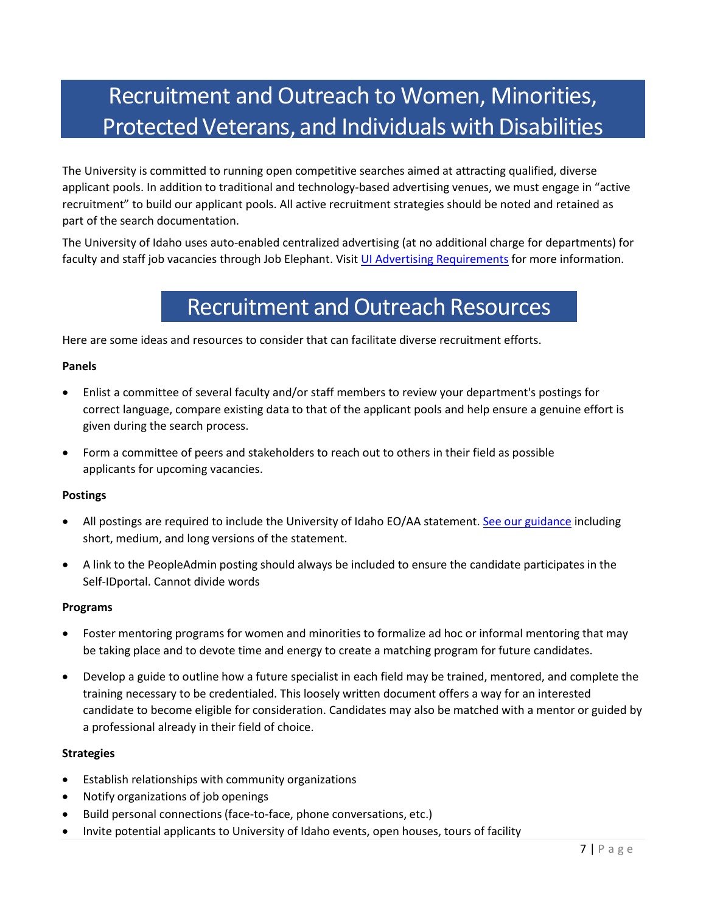# Recruitment and Outreach to Women, Minorities, Protected Veterans, and Individuals with Disabilities

The University is committed to running open competitive searches aimed at attracting qualified, diverse applicant pools. In addition to traditional and technology-based advertising venues, we must engage in "active recruitment" to build our applicant pools. All active recruitment strategies should be noted and retained as part of the search documentation.

The University of Idaho uses auto-enabled centralized advertising (at no additional charge for departments) for faculty and staff job vacancies through Job Elephant. Visit [UI Advertising Requirements]() for more information.

## Recruitment and Outreach Resources

Here are some ideas and resources to consider that can facilitate diverse recruitment efforts.

**Panels**

- Enlist a committee of several faculty and/or staff members to review your department's postings for correct language, compare existing data to that of the applicant pools and help ensure a genuine effort is given during the search process.
- Form a committee of peers and stakeholders to reach out to others in their field as possible applicants for upcoming vacancies.

**Postings**

- All postings are required to include the University of Idaho EO/AA statement. [See our guidance]() including short, medium, and long versions of the statement.
- A link to the PeopleAdmin posting should always be included to ensure the candidate participates in the Self-IDportal. Cannot divide words

**Programs**

- Foster mentoring programs for women and minorities to formalize ad hoc or informal mentoring that may be taking place and to devote time and energy to create a matching program for future candidates.
- Develop a guide to outline how a future specialist in each field may be trained, mentored, and complete the training necessary to be credentialed. This loosely written document offers a way for an interested candidate to become eligible for consideration. Candidates may also be matched with a mentor or guided by a professional already in their field of choice.

**Strategies**

- Establish relationships with community organizations
- Notify organizations of job openings
- Build personal connections (face-to-face, phone conversations, etc.)
- Invite potential applicants to University of Idaho events, open houses, tours of facility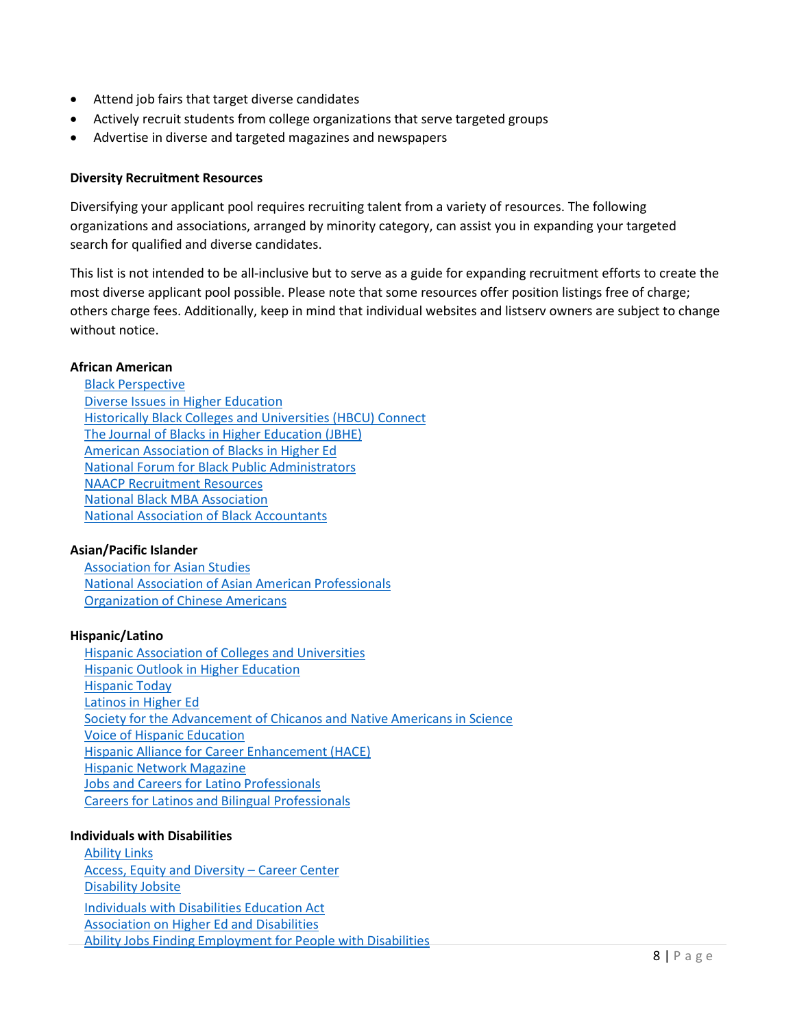- Attend job fairs that target diverse candidates
- Actively recruit students from college organizations that serve targeted groups
- Advertise in diverse and targeted magazines and newspapers

**Diversity Recruitment Resources**

Diversifying your applicant pool requires recruiting talent from a variety of resources. The following organizations and associations, arranged by minority category, can assist you in expanding your targeted search for qualified and diverse candidates.

This list is not intended to be all-inclusive but to serve as a guide for expanding recruitment efforts to create the most diverse applicant pool possible. Please note that some resources offer position listings free of charge; others charge fees. Additionally, keep in mind that individual websites and listserv owners are subject to change without notice.

**African American**

Black Perspective
Diverse Issues in Higher Education
Historically Black Colleges and Universities (HBCU) Connect
The Journal of Blacks in Higher Education (JBHE)
American Association of Blacks in Higher Ed
National Forum for Black Public Administrators
NAACP Recruitment Resources
National Black MBA Association
National Association of Black Accountants

**Asian/Pacific Islander**

Association for Asian Studies
National Association of Asian American Professionals
Organization of Chinese Americans

**Hispanic/Latino**

Hispanic Association of Colleges and Universities
Hispanic Outlook in Higher Education
Hispanic Today
Latinos in Higher Ed
Society for the Advancement of Chicanos and Native Americans in Science
Voice of Hispanic Education
Hispanic Alliance for Career Enhancement (HACE)
Hispanic Network Magazine
Jobs and Careers for Latino Professionals
Careers for Latinos and Bilingual Professionals

**Individuals with Disabilities**

Ability Links
Access, Equity and Diversity – Career Center
Disability Jobsite
Individuals with Disabilities Education Act
Association on Higher Ed and Disabilities
Ability Jobs Finding Employment for People with Disabilities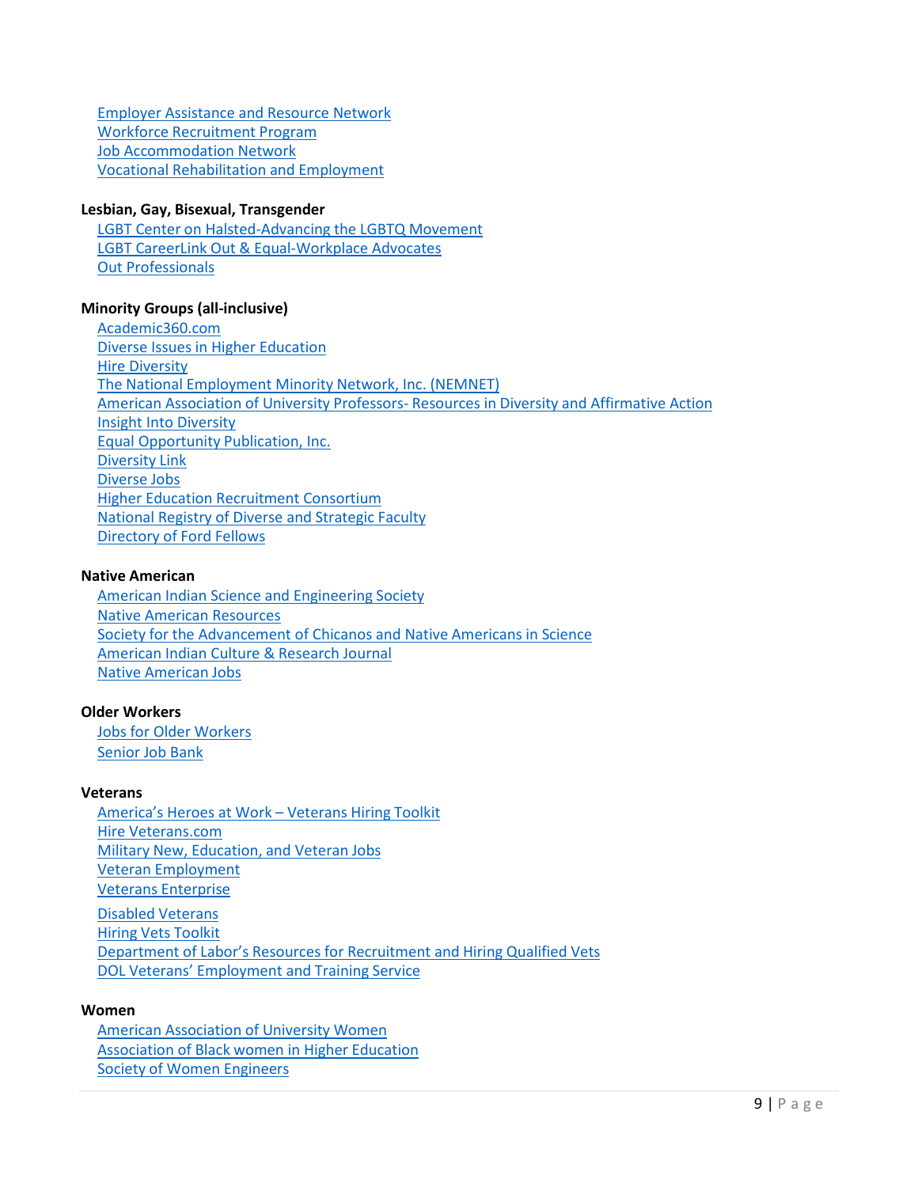- Employer Assistance and Resource Network
- Workforce Recruitment Program
- Job Accommodation Network
- Vocational Rehabilitation and Employment

**Lesbian, Gay, Bisexual, Transgender**

- LGBT Center on Halsted-Advancing the LGBTQ Movement
- LGBT CareerLink Out & Equal-Workplace Advocates
- Out Professionals

**Minority Groups (all-inclusive)**

- Academic360.com
- Diverse Issues in Higher Education
- Hire Diversity
- The National Employment Minority Network, Inc. (NEMNET)
- American Association of University Professors- Resources in Diversity and Affirmative Action
- Insight Into Diversity
- Equal Opportunity Publication, Inc.
- Diversity Link
- Diverse Jobs
- Higher Education Recruitment Consortium
- National Registry of Diverse and Strategic Faculty
- Directory of Ford Fellows

**Native American**

- American Indian Science and Engineering Society
- Native American Resources
- Society for the Advancement of Chicanos and Native Americans in Science
- American Indian Culture & Research Journal
- Native American Jobs

**Older Workers**

- Jobs for Older Workers
- Senior Job Bank

**Veterans**

- America's Heroes at Work – Veterans Hiring Toolkit
- Hire Veterans.com
- Military New, Education, and Veteran Jobs
- Veteran Employment
- Veterans Enterprise
- Disabled Veterans
- Hiring Vets Toolkit
- Department of Labor's Resources for Recruitment and Hiring Qualified Vets
- DOL Veterans' Employment and Training Service

**Women**

- American Association of University Women
- Association of Black women in Higher Education
- Society of Women Engineers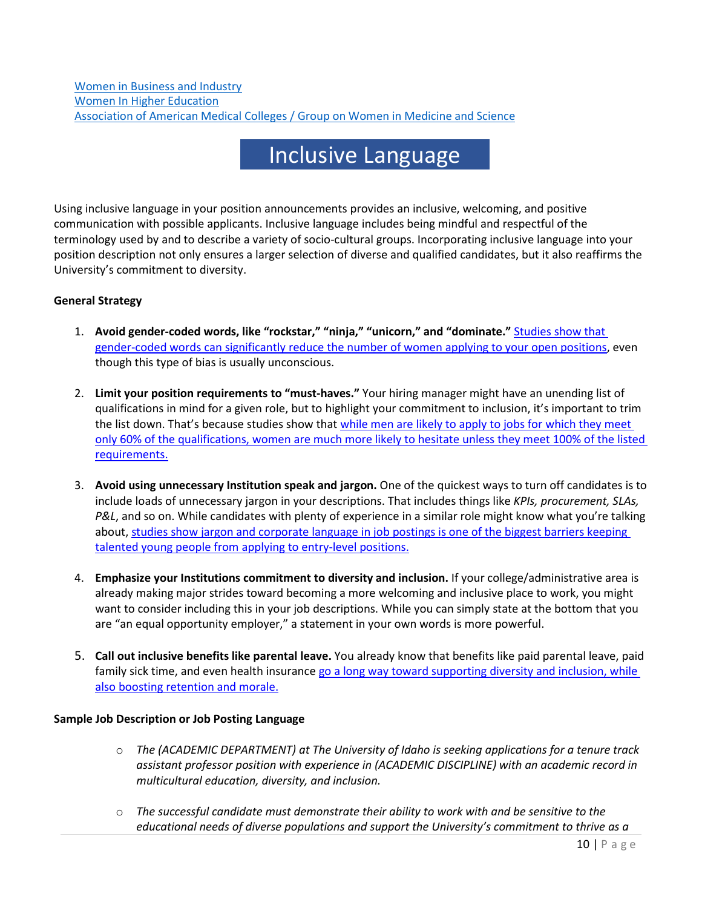[Women in Business and Industry](#)
[Women In Higher Education](#)
[Association of American Medical Colleges / Group on Women in Medicine and Science](#)

# Inclusive Language

Using inclusive language in your position announcements provides an inclusive, welcoming, and positive communication with possible applicants. Inclusive language includes being mindful and respectful of the terminology used by and to describe a variety of socio-cultural groups. Incorporating inclusive language into your position description not only ensures a larger selection of diverse and qualified candidates, but it also reaffirms the University's commitment to diversity.

**General Strategy**

1. **Avoid gender-coded words, like "rockstar," "ninja," "unicorn," and "dominate."** Studies show that gender-coded words can significantly reduce the number of women applying to your open positions, even though this type of bias is usually unconscious.

2. **Limit your position requirements to "must-haves."** Your hiring manager might have an unending list of qualifications in mind for a given role, but to highlight your commitment to inclusion, it's important to trim the list down. That's because studies show that while men are likely to apply to jobs for which they meet only 60% of the qualifications, women are much more likely to hesitate unless they meet 100% of the listed requirements.

3. **Avoid using unnecessary Institution speak and jargon.** One of the quickest ways to turn off candidates is to include loads of unnecessary jargon in your descriptions. That includes things like *KPIs, procurement, SLAs, P&L*, and so on. While candidates with plenty of experience in a similar role might know what you're talking about, studies show jargon and corporate language in job postings is one of the biggest barriers keeping talented young people from applying to entry-level positions.

4. **Emphasize your Institutions commitment to diversity and inclusion.** If your college/administrative area is already making major strides toward becoming a more welcoming and inclusive place to work, you might want to consider including this in your job descriptions. While you can simply state at the bottom that you are "an equal opportunity employer," a statement in your own words is more powerful.

5. **Call out inclusive benefits like parental leave.** You already know that benefits like paid parental leave, paid family sick time, and even health insurance go a long way toward supporting diversity and inclusion, while also boosting retention and morale.

**Sample Job Description or Job Posting Language**

- *The (ACADEMIC DEPARTMENT) at The University of Idaho is seeking applications for a tenure track assistant professor position with experience in (ACADEMIC DISCIPLINE) with an academic record in multicultural education, diversity, and inclusion.*

- *The successful candidate must demonstrate their ability to work with and be sensitive to the educational needs of diverse populations and support the University's commitment to thrive as a*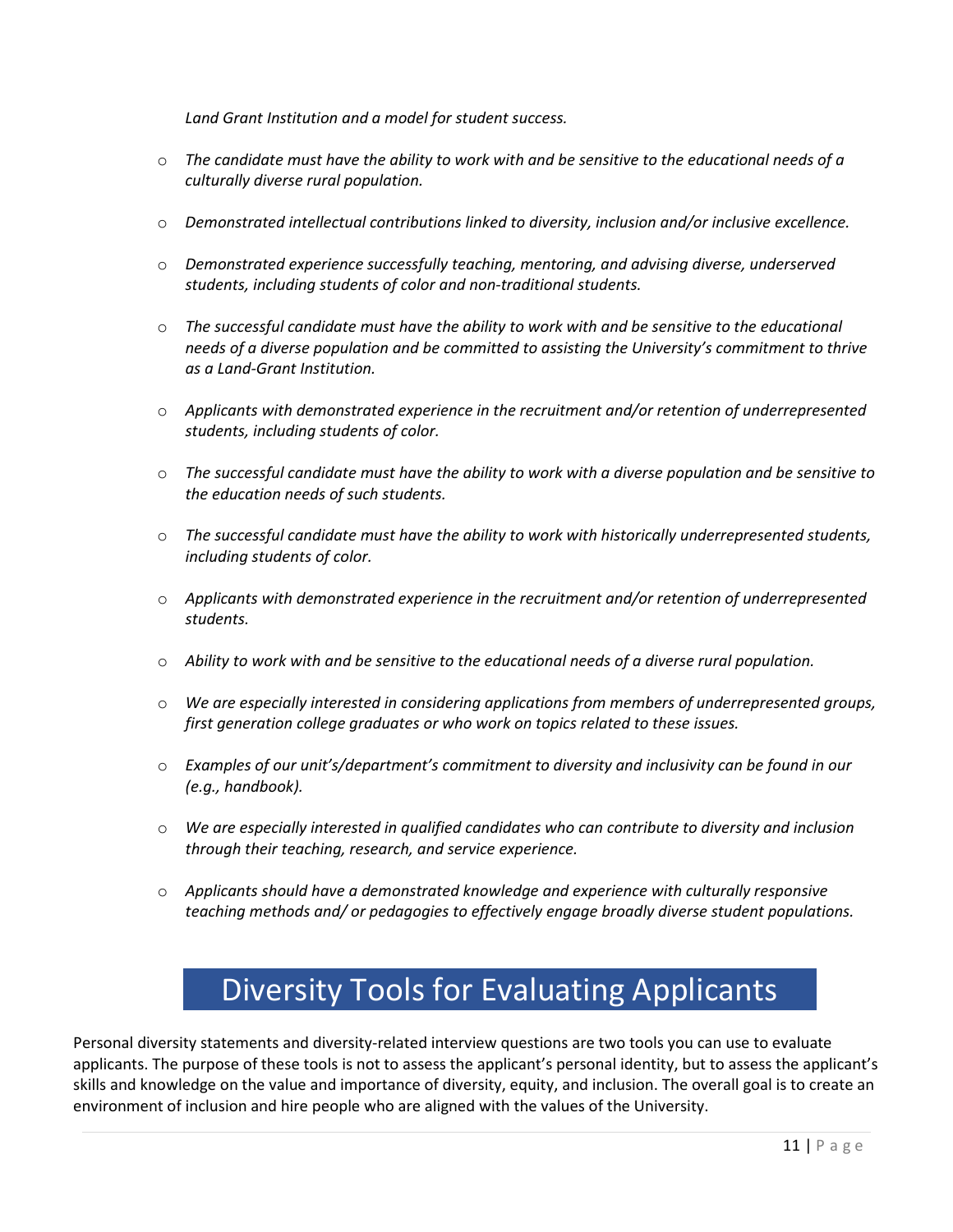*Land Grant Institution and a model for student success.*

- *The candidate must have the ability to work with and be sensitive to the educational needs of a culturally diverse rural population.*
- *Demonstrated intellectual contributions linked to diversity, inclusion and/or inclusive excellence.*
- *Demonstrated experience successfully teaching, mentoring, and advising diverse, underserved students, including students of color and non-traditional students.*
- *The successful candidate must have the ability to work with and be sensitive to the educational needs of a diverse population and be committed to assisting the University's commitment to thrive as a Land-Grant Institution.*
- *Applicants with demonstrated experience in the recruitment and/or retention of underrepresented students, including students of color.*
- *The successful candidate must have the ability to work with a diverse population and be sensitive to the education needs of such students.*
- *The successful candidate must have the ability to work with historically underrepresented students, including students of color.*
- *Applicants with demonstrated experience in the recruitment and/or retention of underrepresented students.*
- *Ability to work with and be sensitive to the educational needs of a diverse rural population.*
- *We are especially interested in considering applications from members of underrepresented groups, first generation college graduates or who work on topics related to these issues.*
- *Examples of our unit's/department's commitment to diversity and inclusivity can be found in our (e.g., handbook).*
- *We are especially interested in qualified candidates who can contribute to diversity and inclusion through their teaching, research, and service experience.*
- *Applicants should have a demonstrated knowledge and experience with culturally responsive teaching methods and/ or pedagogies to effectively engage broadly diverse student populations.*

# Diversity Tools for Evaluating Applicants

Personal diversity statements and diversity-related interview questions are two tools you can use to evaluate applicants. The purpose of these tools is not to assess the applicant's personal identity, but to assess the applicant's skills and knowledge on the value and importance of diversity, equity, and inclusion. The overall goal is to create an environment of inclusion and hire people who are aligned with the values of the University.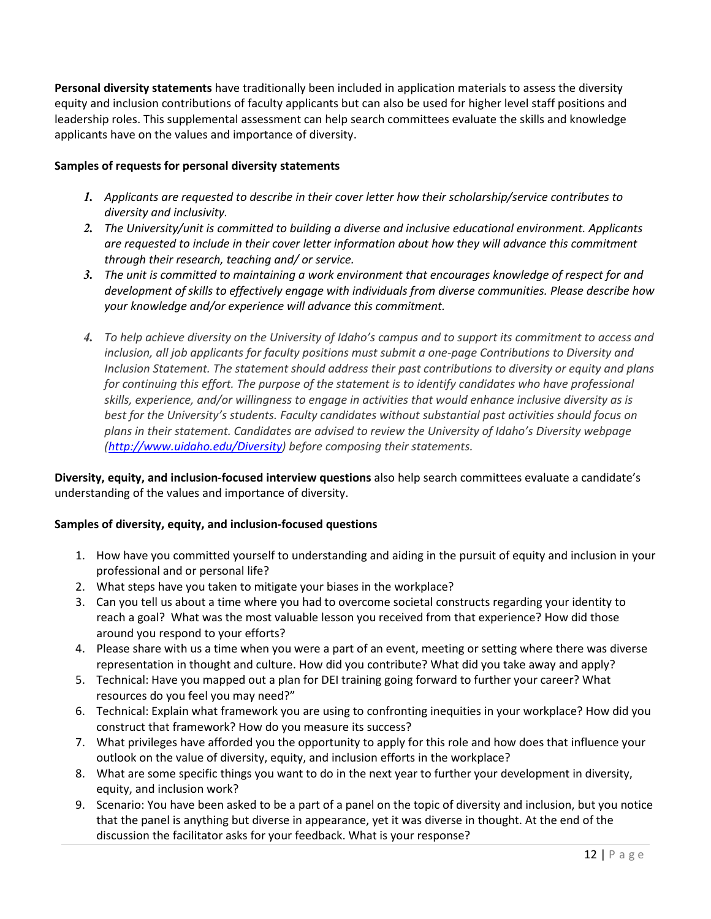**Personal diversity statements** have traditionally been included in application materials to assess the diversity equity and inclusion contributions of faculty applicants but can also be used for higher level staff positions and leadership roles. This supplemental assessment can help search committees evaluate the skills and knowledge applicants have on the values and importance of diversity.

**Samples of requests for personal diversity statements**

1. *Applicants are requested to describe in their cover letter how their scholarship/service contributes to diversity and inclusivity.*
2. *The University/unit is committed to building a diverse and inclusive educational environment. Applicants are requested to include in their cover letter information about how they will advance this commitment through their research, teaching and/ or service.*
3. *The unit is committed to maintaining a work environment that encourages knowledge of respect for and development of skills to effectively engage with individuals from diverse communities. Please describe how your knowledge and/or experience will advance this commitment.*
4. *To help achieve diversity on the University of Idaho's campus and to support its commitment to access and inclusion, all job applicants for faculty positions must submit a one-page Contributions to Diversity and Inclusion Statement. The statement should address their past contributions to diversity or equity and plans for continuing this effort. The purpose of the statement is to identify candidates who have professional skills, experience, and/or willingness to engage in activities that would enhance inclusive diversity as is best for the University's students. Faculty candidates without substantial past activities should focus on plans in their statement. Candidates are advised to review the University of Idaho's Diversity webpage (http://www.uidaho.edu/Diversity) before composing their statements.*

**Diversity, equity, and inclusion-focused interview questions** also help search committees evaluate a candidate's understanding of the values and importance of diversity.

**Samples of diversity, equity, and inclusion-focused questions**

1. How have you committed yourself to understanding and aiding in the pursuit of equity and inclusion in your professional and or personal life?
2. What steps have you taken to mitigate your biases in the workplace?
3. Can you tell us about a time where you had to overcome societal constructs regarding your identity to reach a goal? What was the most valuable lesson you received from that experience? How did those around you respond to your efforts?
4. Please share with us a time when you were a part of an event, meeting or setting where there was diverse representation in thought and culture. How did you contribute? What did you take away and apply?
5. Technical: Have you mapped out a plan for DEI training going forward to further your career? What resources do you feel you may need?"
6. Technical: Explain what framework you are using to confronting inequities in your workplace? How did you construct that framework? How do you measure its success?
7. What privileges have afforded you the opportunity to apply for this role and how does that influence your outlook on the value of diversity, equity, and inclusion efforts in the workplace?
8. What are some specific things you want to do in the next year to further your development in diversity, equity, and inclusion work?
9. Scenario: You have been asked to be a part of a panel on the topic of diversity and inclusion, but you notice that the panel is anything but diverse in appearance, yet it was diverse in thought. At the end of the discussion the facilitator asks for your feedback. What is your response?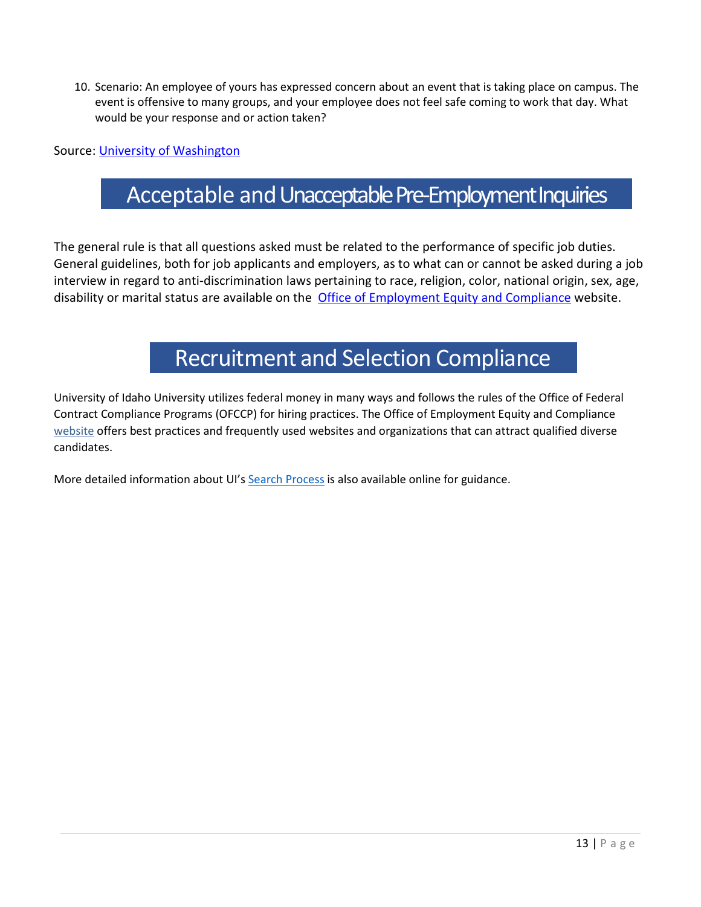10. Scenario: An employee of yours has expressed concern about an event that is taking place on campus. The event is offensive to many groups, and your employee does not feel safe coming to work that day. What would be your response and or action taken?

Source: University of Washington

## Acceptable and Unacceptable Pre-Employment Inquiries

The general rule is that all questions asked must be related to the performance of specific job duties. General guidelines, both for job applicants and employers, as to what can or cannot be asked during a job interview in regard to anti-discrimination laws pertaining to race, religion, color, national origin, sex, age, disability or marital status are available on the Office of Employment Equity and Compliance website.

## Recruitment and Selection Compliance

University of Idaho University utilizes federal money in many ways and follows the rules of the Office of Federal Contract Compliance Programs (OFCCP) for hiring practices. The Office of Employment Equity and Compliance website offers best practices and frequently used websites and organizations that can attract qualified diverse candidates.

More detailed information about UI's Search Process is also available online for guidance.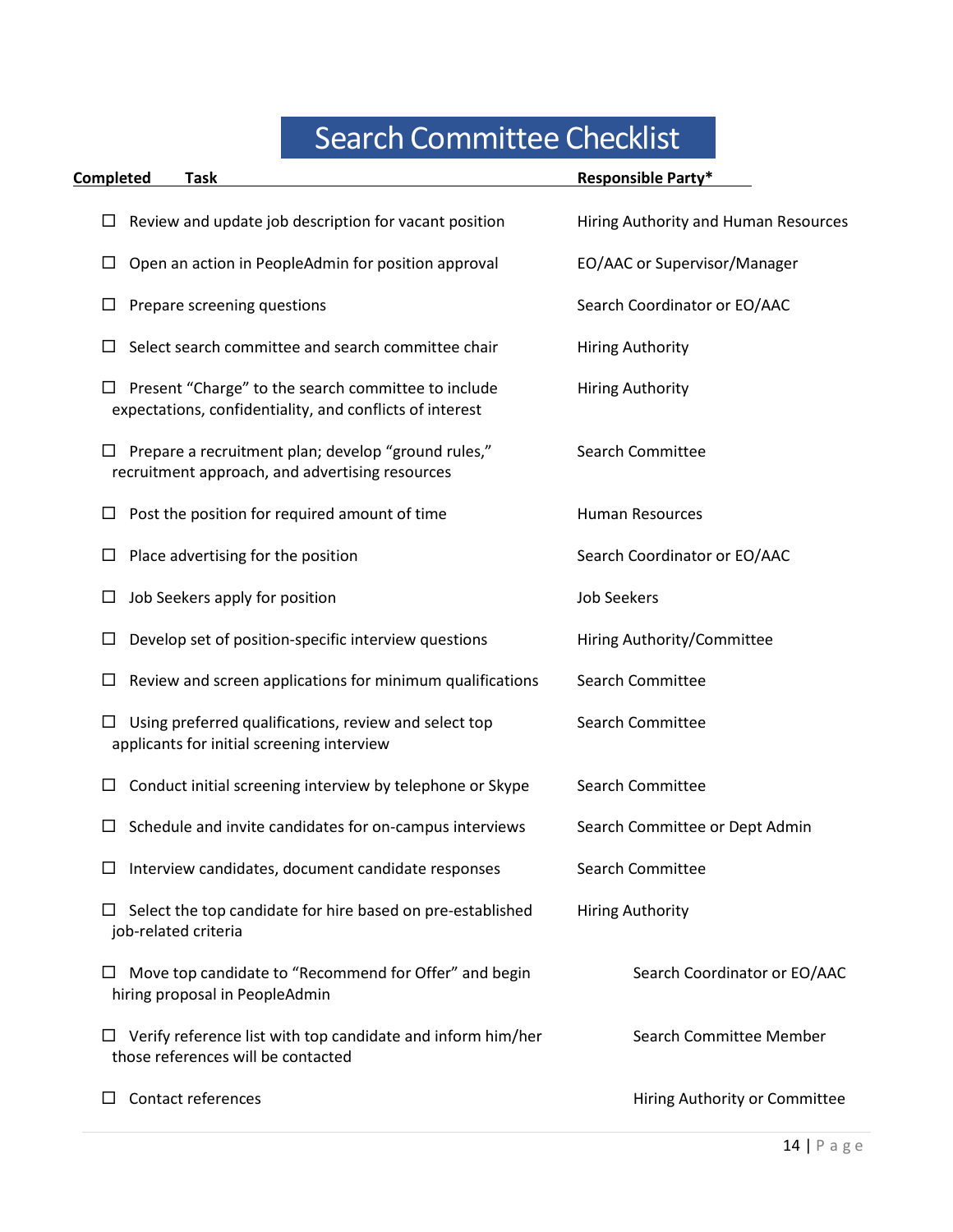# Search Committee Checklist

| Completed | Task | Responsible Party* |
| --- | --- | --- |
| ☐ | Review and update job description for vacant position | Hiring Authority and Human Resources |
| ☐ | Open an action in PeopleAdmin for position approval | EO/AAC or Supervisor/Manager |
| ☐ | Prepare screening questions | Search Coordinator or EO/AAC |
| ☐ | Select search committee and search committee chair | Hiring Authority |
| ☐ | Present "Charge" to the search committee to include expectations, confidentiality, and conflicts of interest | Hiring Authority |
| ☐ | Prepare a recruitment plan; develop "ground rules," recruitment approach, and advertising resources | Search Committee |
| ☐ | Post the position for required amount of time | Human Resources |
| ☐ | Place advertising for the position | Search Coordinator or EO/AAC |
| ☐ | Job Seekers apply for position | Job Seekers |
| ☐ | Develop set of position-specific interview questions | Hiring Authority/Committee |
| ☐ | Review and screen applications for minimum qualifications | Search Committee |
| ☐ | Using preferred qualifications, review and select top applicants for initial screening interview | Search Committee |
| ☐ | Conduct initial screening interview by telephone or Skype | Search Committee |
| ☐ | Schedule and invite candidates for on-campus interviews | Search Committee or Dept Admin |
| ☐ | Interview candidates, document candidate responses | Search Committee |
| ☐ | Select the top candidate for hire based on pre-established job-related criteria | Hiring Authority |
| ☐ | Move top candidate to "Recommend for Offer" and begin hiring proposal in PeopleAdmin | Search Coordinator or EO/AAC |
| ☐ | Verify reference list with top candidate and inform him/her those references will be contacted | Search Committee Member |
| ☐ | Contact references | Hiring Authority or Committee |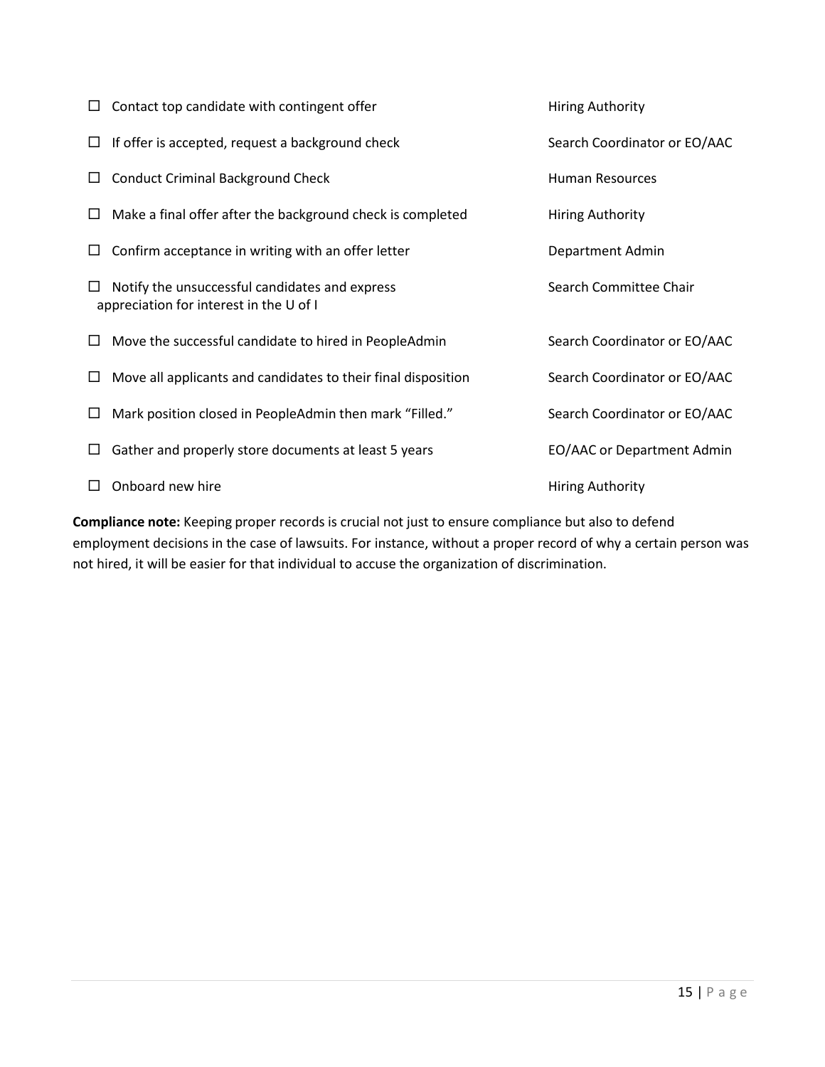| Task | Responsible |
|---|---|
| ☐ Contact top candidate with contingent offer | Hiring Authority |
| ☐ If offer is accepted, request a background check | Search Coordinator or EO/AAC |
| ☐ Conduct Criminal Background Check | Human Resources |
| ☐ Make a final offer after the background check is completed | Hiring Authority |
| ☐ Confirm acceptance in writing with an offer letter | Department Admin |
| ☐ Notify the unsuccessful candidates and express appreciation for interest in the U of I | Search Committee Chair |
| ☐ Move the successful candidate to hired in PeopleAdmin | Search Coordinator or EO/AAC |
| ☐ Move all applicants and candidates to their final disposition | Search Coordinator or EO/AAC |
| ☐ Mark position closed in PeopleAdmin then mark "Filled." | Search Coordinator or EO/AAC |
| ☐ Gather and properly store documents at least 5 years | EO/AAC or Department Admin |
| ☐ Onboard new hire | Hiring Authority |

**Compliance note:** Keeping proper records is crucial not just to ensure compliance but also to defend employment decisions in the case of lawsuits. For instance, without a proper record of why a certain person was not hired, it will be easier for that individual to accuse the organization of discrimination.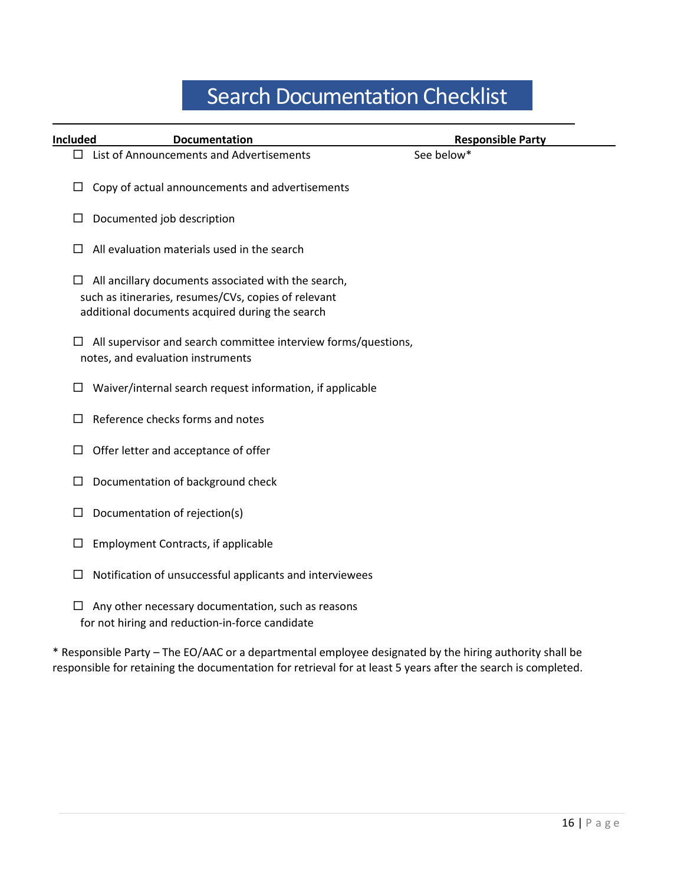# Search Documentation Checklist

| Included | Documentation | Responsible Party |
|---|---|---|
| ☐ | List of Announcements and Advertisements | See below* |
| ☐ | Copy of actual announcements and advertisements | |
| ☐ | Documented job description | |
| ☐ | All evaluation materials used in the search | |
| ☐ | All ancillary documents associated with the search, such as itineraries, resumes/CVs, copies of relevant additional documents acquired during the search | |
| ☐ | All supervisor and search committee interview forms/questions, notes, and evaluation instruments | |
| ☐ | Waiver/internal search request information, if applicable | |
| ☐ | Reference checks forms and notes | |
| ☐ | Offer letter and acceptance of offer | |
| ☐ | Documentation of background check | |
| ☐ | Documentation of rejection(s) | |
| ☐ | Employment Contracts, if applicable | |
| ☐ | Notification of unsuccessful applicants and interviewees | |
| ☐ | Any other necessary documentation, such as reasons for not hiring and reduction-in-force candidate | |

* Responsible Party – The EO/AAC or a departmental employee designated by the hiring authority shall be responsible for retaining the documentation for retrieval for at least 5 years after the search is completed.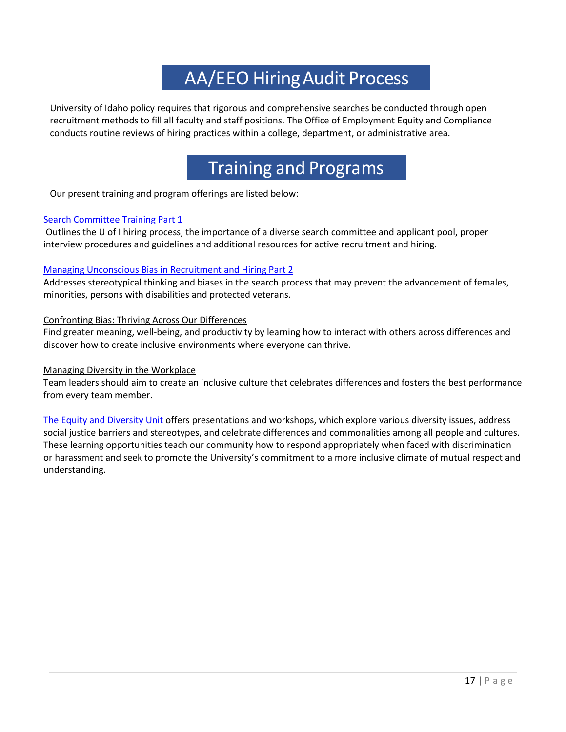# AA/EEO Hiring Audit Process

University of Idaho policy requires that rigorous and comprehensive searches be conducted through open recruitment methods to fill all faculty and staff positions. The Office of Employment Equity and Compliance conducts routine reviews of hiring practices within a college, department, or administrative area.

# Training and Programs

Our present training and program offerings are listed below:

Search Committee Training Part 1
Outlines the U of I hiring process, the importance of a diverse search committee and applicant pool, proper interview procedures and guidelines and additional resources for active recruitment and hiring.

Managing Unconscious Bias in Recruitment and Hiring Part 2
Addresses stereotypical thinking and biases in the search process that may prevent the advancement of females, minorities, persons with disabilities and protected veterans.

Confronting Bias: Thriving Across Our Differences
Find greater meaning, well-being, and productivity by learning how to interact with others across differences and discover how to create inclusive environments where everyone can thrive.

Managing Diversity in the Workplace
Team leaders should aim to create an inclusive culture that celebrates differences and fosters the best performance from every team member.

The Equity and Diversity Unit offers presentations and workshops, which explore various diversity issues, address social justice barriers and stereotypes, and celebrate differences and commonalities among all people and cultures. These learning opportunities teach our community how to respond appropriately when faced with discrimination or harassment and seek to promote the University's commitment to a more inclusive climate of mutual respect and understanding.